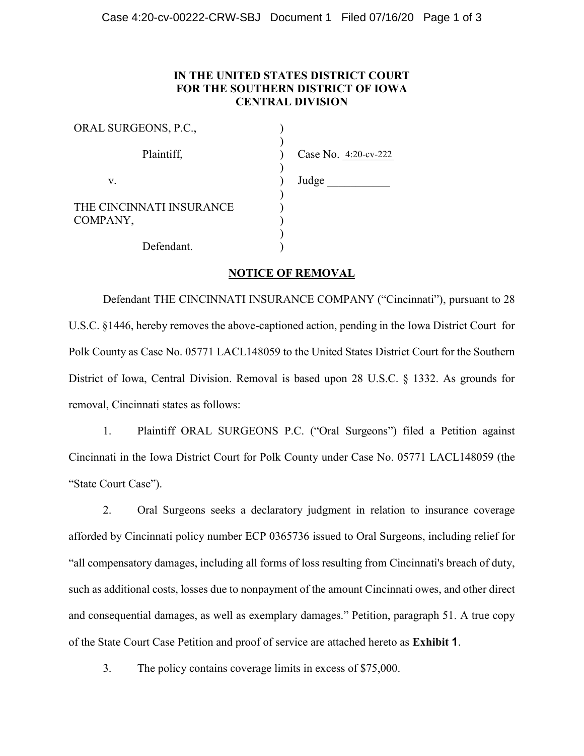**IN THE UNITED STATES DISTRICT COURT**
**FOR THE SOUTHERN DISTRICT OF IOWA**
**CENTRAL DIVISION**

| | | |
|---|---|---|
| ORAL SURGEONS, P.C., | ) | |
| Plaintiff, | ) | Case No. 4:20-cv-222 |
| v. | ) | Judge ___________ |
| THE CINCINNATI INSURANCE COMPANY, | ) | |
| Defendant. | ) | |

**NOTICE OF REMOVAL**

Defendant THE CINCINNATI INSURANCE COMPANY ("Cincinnati"), pursuant to 28 U.S.C. §1446, hereby removes the above-captioned action, pending in the Iowa District Court for Polk County as Case No. 05771 LACL148059 to the United States District Court for the Southern District of Iowa, Central Division. Removal is based upon 28 U.S.C. § 1332. As grounds for removal, Cincinnati states as follows:

1. Plaintiff ORAL SURGEONS P.C. ("Oral Surgeons") filed a Petition against Cincinnati in the Iowa District Court for Polk County under Case No. 05771 LACL148059 (the "State Court Case").

2. Oral Surgeons seeks a declaratory judgment in relation to insurance coverage afforded by Cincinnati policy number ECP 0365736 issued to Oral Surgeons, including relief for "all compensatory damages, including all forms of loss resulting from Cincinnati's breach of duty, such as additional costs, losses due to nonpayment of the amount Cincinnati owes, and other direct and consequential damages, as well as exemplary damages." Petition, paragraph 51. A true copy of the State Court Case Petition and proof of service are attached hereto as **Exhibit 1**.

3. The policy contains coverage limits in excess of $75,000.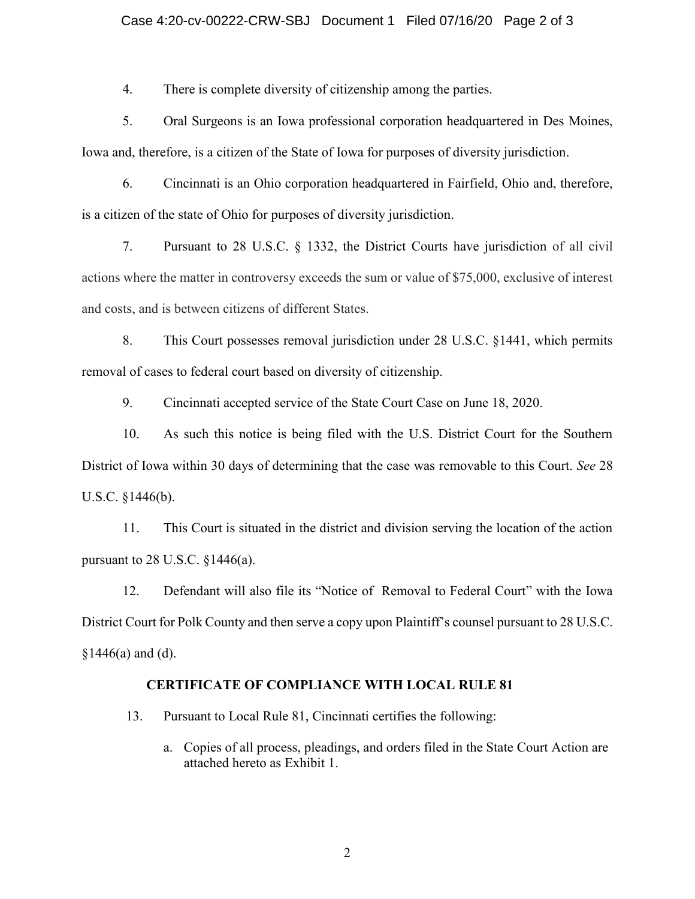4. There is complete diversity of citizenship among the parties.

5. Oral Surgeons is an Iowa professional corporation headquartered in Des Moines, Iowa and, therefore, is a citizen of the State of Iowa for purposes of diversity jurisdiction.

6. Cincinnati is an Ohio corporation headquartered in Fairfield, Ohio and, therefore, is a citizen of the state of Ohio for purposes of diversity jurisdiction.

7. Pursuant to 28 U.S.C. § 1332, the District Courts have jurisdiction of all civil actions where the matter in controversy exceeds the sum or value of $75,000, exclusive of interest and costs, and is between citizens of different States.

8. This Court possesses removal jurisdiction under 28 U.S.C. §1441, which permits removal of cases to federal court based on diversity of citizenship.

9. Cincinnati accepted service of the State Court Case on June 18, 2020.

10. As such this notice is being filed with the U.S. District Court for the Southern District of Iowa within 30 days of determining that the case was removable to this Court. *See* 28 U.S.C. §1446(b).

11. This Court is situated in the district and division serving the location of the action pursuant to 28 U.S.C. §1446(a).

12. Defendant will also file its "Notice of Removal to Federal Court" with the Iowa District Court for Polk County and then serve a copy upon Plaintiff's counsel pursuant to 28 U.S.C. §1446(a) and (d).

**CERTIFICATE OF COMPLIANCE WITH LOCAL RULE 81**

13. Pursuant to Local Rule 81, Cincinnati certifies the following:

   a. Copies of all process, pleadings, and orders filed in the State Court Action are attached hereto as Exhibit 1.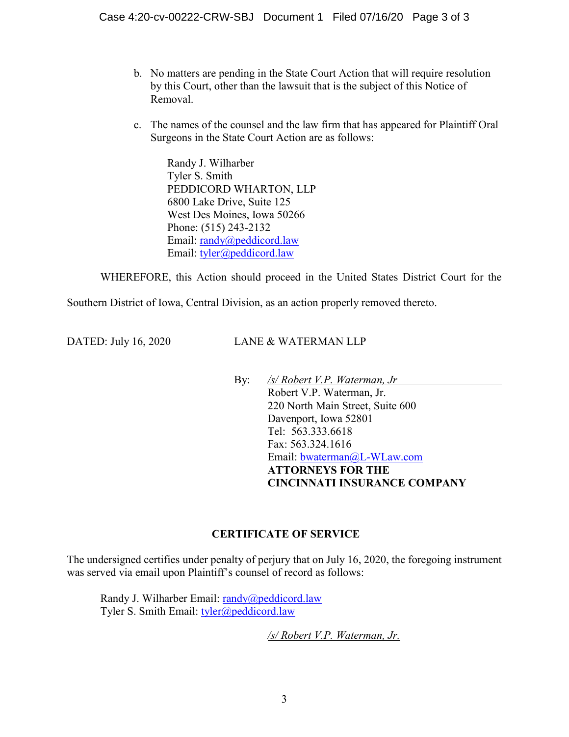b. No matters are pending in the State Court Action that will require resolution by this Court, other than the lawsuit that is the subject of this Notice of Removal.

c. The names of the counsel and the law firm that has appeared for Plaintiff Oral Surgeons in the State Court Action are as follows:

   Randy J. Wilharber  
   Tyler S. Smith  
   PEDDICORD WHARTON, LLP  
   6800 Lake Drive, Suite 125  
   West Des Moines, Iowa 50266  
   Phone: (515) 243-2132  
   Email: randy@peddicord.law  
   Email: tyler@peddicord.law

WHEREFORE, this Action should proceed in the United States District Court for the Southern District of Iowa, Central Division, as an action properly removed thereto.

DATED: July 16, 2020

LANE & WATERMAN LLP

By: */s/ Robert V.P. Waterman, Jr*  
Robert V.P. Waterman, Jr.  
220 North Main Street, Suite 600  
Davenport, Iowa 52801  
Tel: 563.333.6618  
Fax: 563.324.1616  
Email: bwaterman@L-WLaw.com  
**ATTORNEYS FOR THE CINCINNATI INSURANCE COMPANY**

## CERTIFICATE OF SERVICE

The undersigned certifies under penalty of perjury that on July 16, 2020, the foregoing instrument was served via email upon Plaintiff's counsel of record as follows:

Randy J. Wilharber Email: randy@peddicord.law  
Tyler S. Smith Email: tyler@peddicord.law

*/s/ Robert V.P. Waterman, Jr.*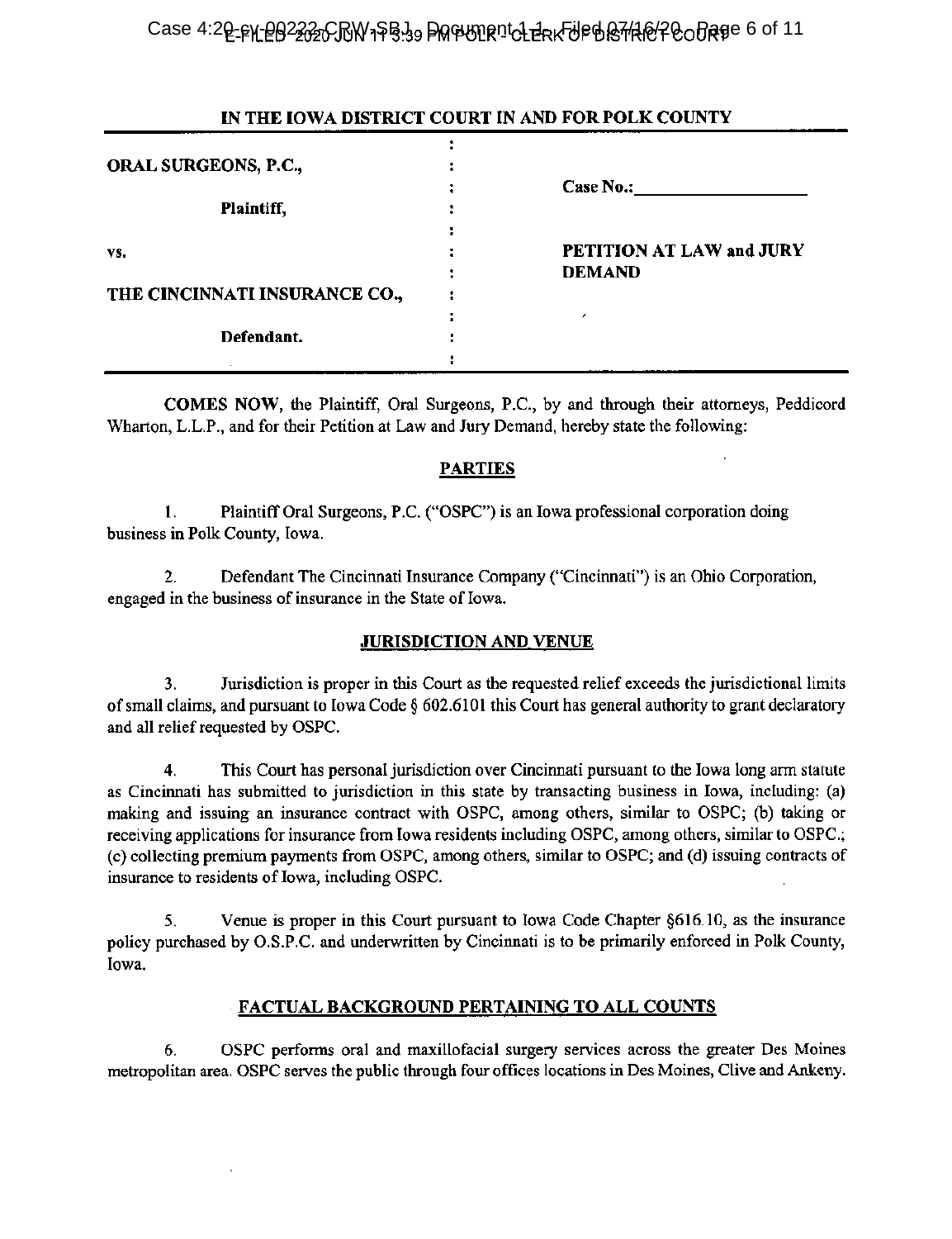## IN THE IOWA DISTRICT COURT IN AND FOR POLK COUNTY

| | | |
|---|---|---|
| **ORAL SURGEONS, P.C.,** | : | |
| | : | **Case No.:** ___________________ |
| **Plaintiff,** | : | |
| | : | |
| **vs.** | : | **PETITION AT LAW and JURY DEMAND** |
| | : | |
| **THE CINCINNATI INSURANCE CO.,** | : | |
| | : | |
| **Defendant.** | : | |

**COMES NOW**, the Plaintiff, Oral Surgeons, P.C., by and through their attorneys, Peddicord Wharton, L.L.P., and for their Petition at Law and Jury Demand, hereby state the following:

### PARTIES

1. Plaintiff Oral Surgeons, P.C. ("OSPC") is an Iowa professional corporation doing business in Polk County, Iowa.

2. Defendant The Cincinnati Insurance Company ("Cincinnati") is an Ohio Corporation, engaged in the business of insurance in the State of Iowa.

### JURISDICTION AND VENUE

3. Jurisdiction is proper in this Court as the requested relief exceeds the jurisdictional limits of small claims, and pursuant to Iowa Code § 602.6101 this Court has general authority to grant declaratory and all relief requested by OSPC.

4. This Court has personal jurisdiction over Cincinnati pursuant to the Iowa long arm statute as Cincinnati has submitted to jurisdiction in this state by transacting business in Iowa, including: (a) making and issuing an insurance contract with OSPC, among others, similar to OSPC; (b) taking or receiving applications for insurance from Iowa residents including OSPC, among others, similar to OSPC.; (c) collecting premium payments from OSPC, among others, similar to OSPC; and (d) issuing contracts of insurance to residents of Iowa, including OSPC.

5. Venue is proper in this Court pursuant to Iowa Code Chapter §616.10, as the insurance policy purchased by O.S.P.C. and underwritten by Cincinnati is to be primarily enforced in Polk County, Iowa.

### FACTUAL BACKGROUND PERTAINING TO ALL COUNTS

6. OSPC performs oral and maxillofacial surgery services across the greater Des Moines metropolitan area. OSPC serves the public through four offices locations in Des Moines, Clive and Ankeny.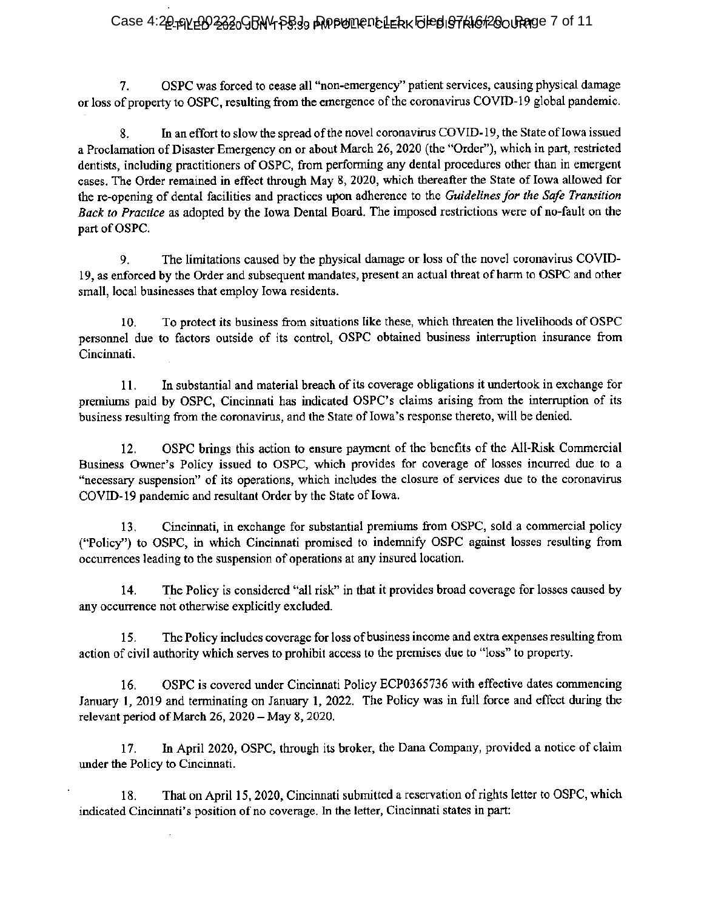7. OSPC was forced to cease all "non-emergency" patient services, causing physical damage or loss of property to OSPC, resulting from the emergence of the coronavirus COVID-19 global pandemic.

8. In an effort to slow the spread of the novel coronavirus COVID-19, the State of Iowa issued a Proclamation of Disaster Emergency on or about March 26, 2020 (the "Order"), which in part, restricted dentists, including practitioners of OSPC, from performing any dental procedures other than in emergent cases. The Order remained in effect through May 8, 2020, which thereafter the State of Iowa allowed for the re-opening of dental facilities and practices upon adherence to the *Guidelines for the Safe Transition Back to Practice* as adopted by the Iowa Dental Board. The imposed restrictions were of no-fault on the part of OSPC.

9. The limitations caused by the physical damage or loss of the novel coronavirus COVID-19, as enforced by the Order and subsequent mandates, present an actual threat of harm to OSPC and other small, local businesses that employ Iowa residents.

10. To protect its business from situations like these, which threaten the livelihoods of OSPC personnel due to factors outside of its control, OSPC obtained business interruption insurance from Cincinnati.

11. In substantial and material breach of its coverage obligations it undertook in exchange for premiums paid by OSPC, Cincinnati has indicated OSPC's claims arising from the interruption of its business resulting from the coronavirus, and the State of Iowa's response thereto, will be denied.

12. OSPC brings this action to ensure payment of the benefits of the All-Risk Commercial Business Owner's Policy issued to OSPC, which provides for coverage of losses incurred due to a "necessary suspension" of its operations, which includes the closure of services due to the coronavirus COVID-19 pandemic and resultant Order by the State of Iowa.

13. Cincinnati, in exchange for substantial premiums from OSPC, sold a commercial policy ("Policy") to OSPC, in which Cincinnati promised to indemnify OSPC against losses resulting from occurrences leading to the suspension of operations at any insured location.

14. The Policy is considered "all risk" in that it provides broad coverage for losses caused by any occurrence not otherwise explicitly excluded.

15. The Policy includes coverage for loss of business income and extra expenses resulting from action of civil authority which serves to prohibit access to the premises due to "loss" to property.

16. OSPC is covered under Cincinnati Policy ECP0365736 with effective dates commencing January 1, 2019 and terminating on January 1, 2022. The Policy was in full force and effect during the relevant period of March 26, 2020 – May 8, 2020.

17. In April 2020, OSPC, through its broker, the Dana Company, provided a notice of claim under the Policy to Cincinnati.

18. That on April 15, 2020, Cincinnati submitted a reservation of rights letter to OSPC, which indicated Cincinnati's position of no coverage. In the letter, Cincinnati states in part: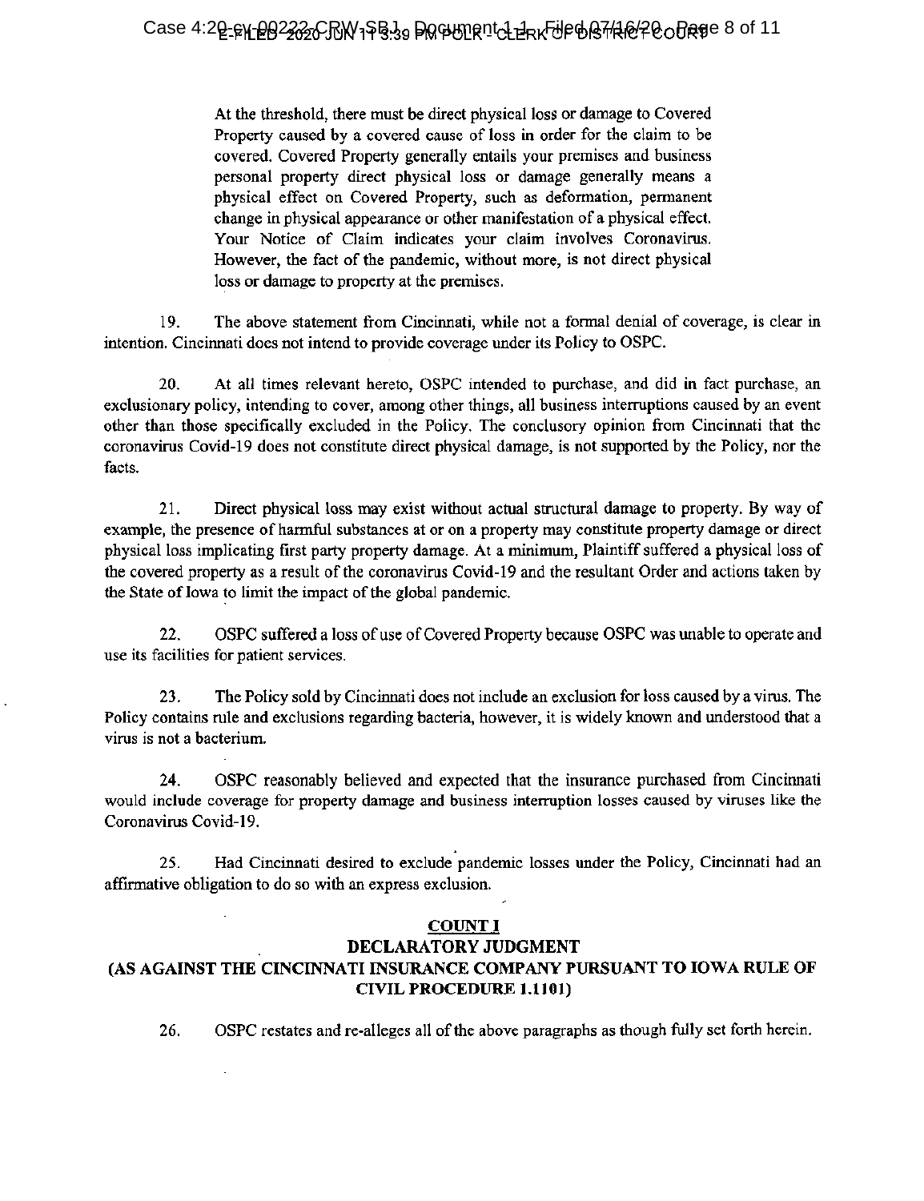> At the threshold, there must be direct physical loss or damage to Covered Property caused by a covered cause of loss in order for the claim to be covered. Covered Property generally entails your premises and business personal property direct physical loss or damage generally means a physical effect on Covered Property, such as deformation, permanent change in physical appearance or other manifestation of a physical effect. Your Notice of Claim indicates your claim involves Coronavirus. However, the fact of the pandemic, without more, is not direct physical loss or damage to property at the premises.

19. The above statement from Cincinnati, while not a formal denial of coverage, is clear in intention. Cincinnati does not intend to provide coverage under its Policy to OSPC.

20. At all times relevant hereto, OSPC intended to purchase, and did in fact purchase, an exclusionary policy, intending to cover, among other things, all business interruptions caused by an event other than those specifically excluded in the Policy. The conclusory opinion from Cincinnati that the coronavirus Covid-19 does not constitute direct physical damage, is not supported by the Policy, nor the facts.

21. Direct physical loss may exist without actual structural damage to property. By way of example, the presence of harmful substances at or on a property may constitute property damage or direct physical loss implicating first party property damage. At a minimum, Plaintiff suffered a physical loss of the covered property as a result of the coronavirus Covid-19 and the resultant Order and actions taken by the State of Iowa to limit the impact of the global pandemic.

22. OSPC suffered a loss of use of Covered Property because OSPC was unable to operate and use its facilities for patient services.

23. The Policy sold by Cincinnati does not include an exclusion for loss caused by a virus. The Policy contains rule and exclusions regarding bacteria, however, it is widely known and understood that a virus is not a bacterium.

24. OSPC reasonably believed and expected that the insurance purchased from Cincinnati would include coverage for property damage and business interruption losses caused by viruses like the Coronavirus Covid-19.

25. Had Cincinnati desired to exclude pandemic losses under the Policy, Cincinnati had an affirmative obligation to do so with an express exclusion.

## COUNT I
## DECLARATORY JUDGMENT
## (AS AGAINST THE CINCINNATI INSURANCE COMPANY PURSUANT TO IOWA RULE OF CIVIL PROCEDURE 1.1101)

26. OSPC restates and re-alleges all of the above paragraphs as though fully set forth herein.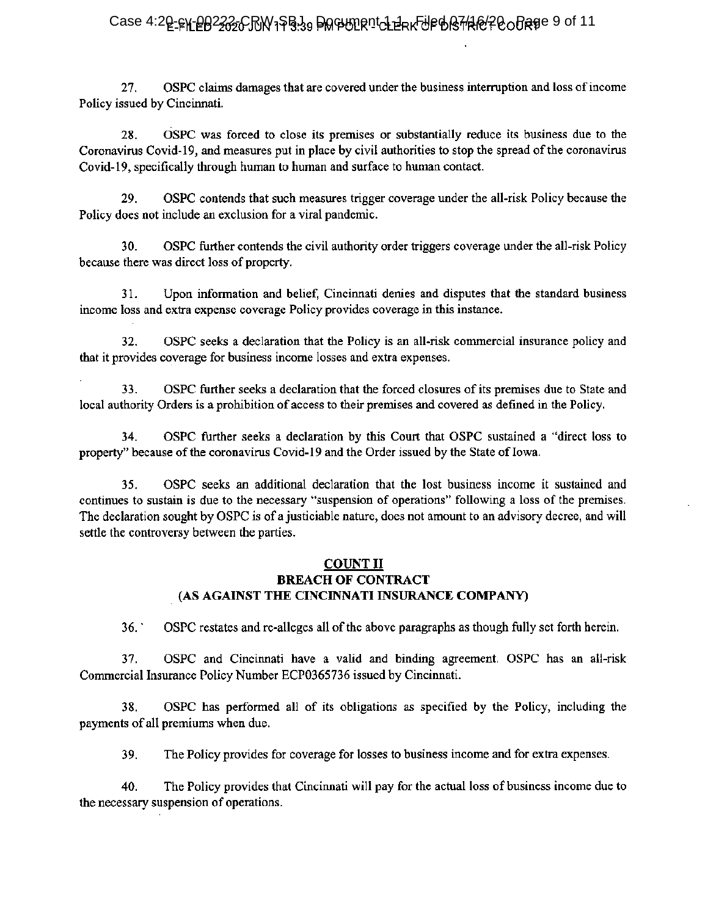27. OSPC claims damages that are covered under the business interruption and loss of income Policy issued by Cincinnati.

28. OSPC was forced to close its premises or substantially reduce its business due to the Coronavirus Covid-19, and measures put in place by civil authorities to stop the spread of the coronavirus Covid-19, specifically through human to human and surface to human contact.

29. OSPC contends that such measures trigger coverage under the all-risk Policy because the Policy does not include an exclusion for a viral pandemic.

30. OSPC further contends the civil authority order triggers coverage under the all-risk Policy because there was direct loss of property.

31. Upon information and belief, Cincinnati denies and disputes that the standard business income loss and extra expense coverage Policy provides coverage in this instance.

32. OSPC seeks a declaration that the Policy is an all-risk commercial insurance policy and that it provides coverage for business income losses and extra expenses.

33. OSPC further seeks a declaration that the forced closures of its premises due to State and local authority Orders is a prohibition of access to their premises and covered as defined in the Policy.

34. OSPC further seeks a declaration by this Court that OSPC sustained a "direct loss to property" because of the coronavirus Covid-19 and the Order issued by the State of Iowa.

35. OSPC seeks an additional declaration that the lost business income it sustained and continues to sustain is due to the necessary "suspension of operations" following a loss of the premises. The declaration sought by OSPC is of a justiciable nature, does not amount to an advisory decree, and will settle the controversy between the parties.

## COUNT II
## BREACH OF CONTRACT
## (AS AGAINST THE CINCINNATI INSURANCE COMPANY)

36. OSPC restates and re-alleges all of the above paragraphs as though fully set forth herein.

37. OSPC and Cincinnati have a valid and binding agreement. OSPC has an all-risk Commercial Insurance Policy Number ECP0365736 issued by Cincinnati.

38. OSPC has performed all of its obligations as specified by the Policy, including the payments of all premiums when due.

39. The Policy provides for coverage for losses to business income and for extra expenses.

40. The Policy provides that Cincinnati will pay for the actual loss of business income due to the necessary suspension of operations.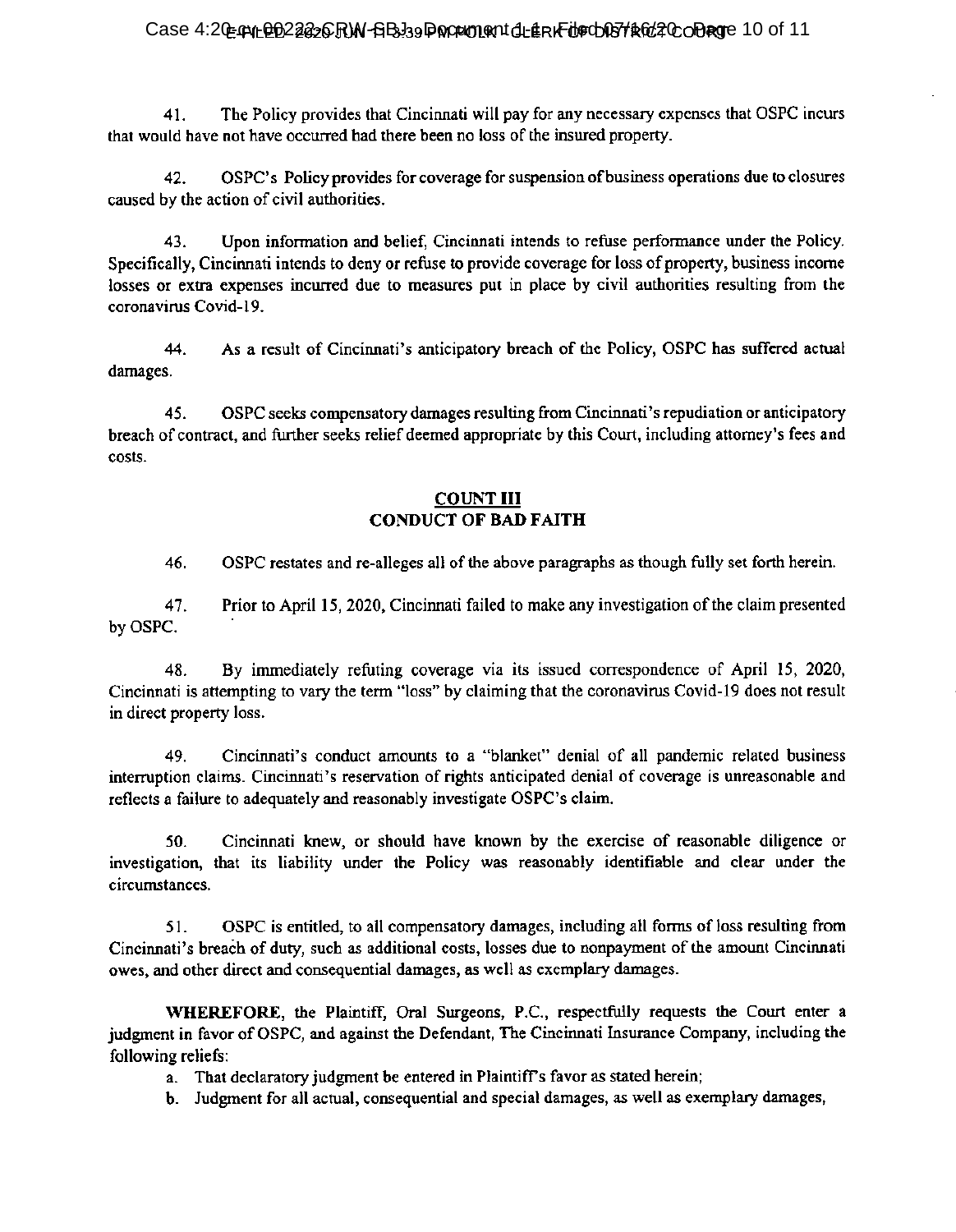41. The Policy provides that Cincinnati will pay for any necessary expenses that OSPC incurs that would have not have occurred had there been no loss of the insured property.

42. OSPC's Policy provides for coverage for suspension of business operations due to closures caused by the action of civil authorities.

43. Upon information and belief, Cincinnati intends to refuse performance under the Policy. Specifically, Cincinnati intends to deny or refuse to provide coverage for loss of property, business income losses or extra expenses incurred due to measures put in place by civil authorities resulting from the coronavirus Covid-19.

44. As a result of Cincinnati's anticipatory breach of the Policy, OSPC has suffered actual damages.

45. OSPC seeks compensatory damages resulting from Cincinnati's repudiation or anticipatory breach of contract, and further seeks relief deemed appropriate by this Court, including attorney's fees and costs.

## COUNT III
## CONDUCT OF BAD FAITH

46. OSPC restates and re-alleges all of the above paragraphs as though fully set forth herein.

47. Prior to April 15, 2020, Cincinnati failed to make any investigation of the claim presented by OSPC.

48. By immediately refuting coverage via its issued correspondence of April 15, 2020, Cincinnati is attempting to vary the term "loss" by claiming that the coronavirus Covid-19 does not result in direct property loss.

49. Cincinnati's conduct amounts to a "blanket" denial of all pandemic related business interruption claims. Cincinnati's reservation of rights anticipated denial of coverage is unreasonable and reflects a failure to adequately and reasonably investigate OSPC's claim.

50. Cincinnati knew, or should have known by the exercise of reasonable diligence or investigation, that its liability under the Policy was reasonably identifiable and clear under the circumstances.

51. OSPC is entitled, to all compensatory damages, including all forms of loss resulting from Cincinnati's breach of duty, such as additional costs, losses due to nonpayment of the amount Cincinnati owes, and other direct and consequential damages, as well as exemplary damages.

**WHEREFORE**, the Plaintiff, Oral Surgeons, P.C., respectfully requests the Court enter a judgment in favor of OSPC, and against the Defendant, The Cincinnati Insurance Company, including the following reliefs:

a. That declaratory judgment be entered in Plaintiff's favor as stated herein;
b. Judgment for all actual, consequential and special damages, as well as exemplary damages,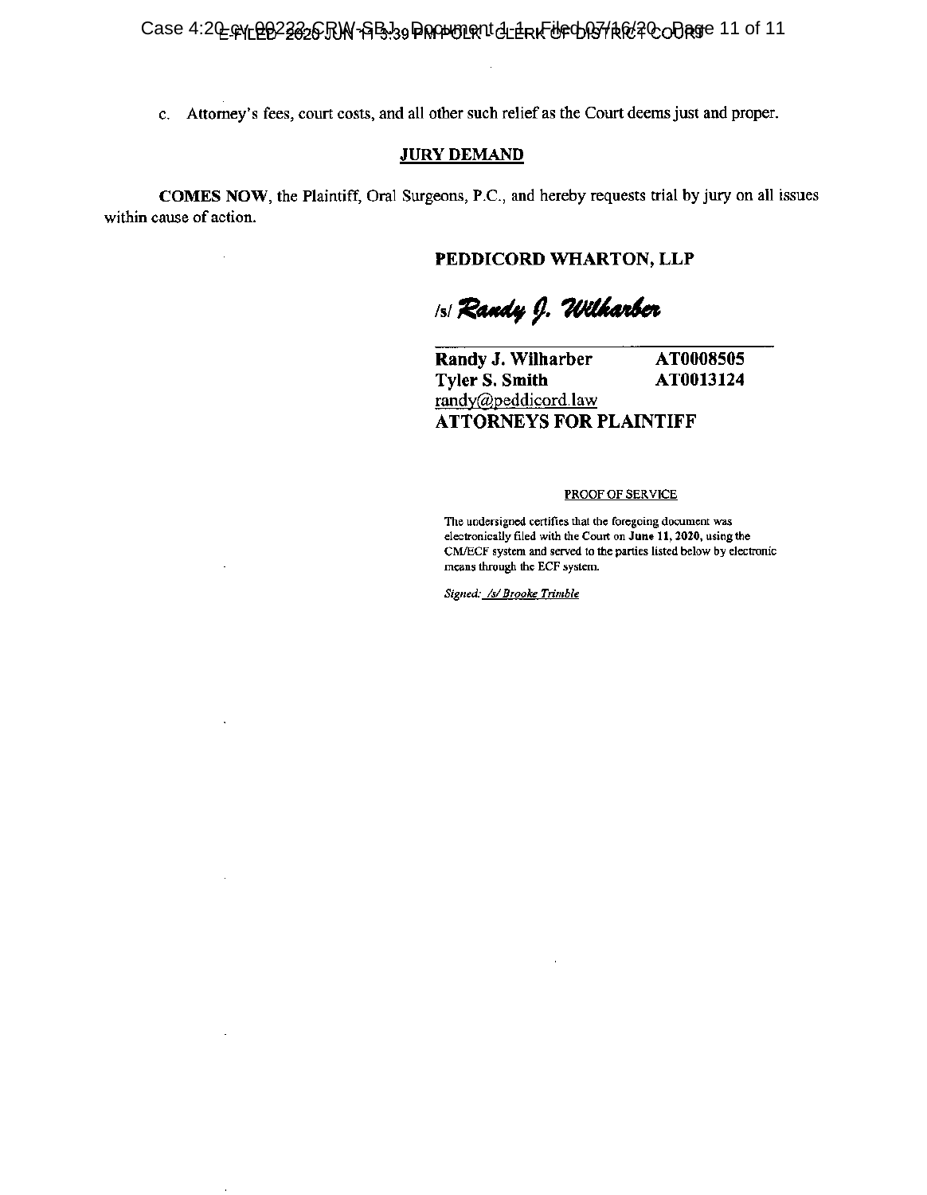c. Attorney's fees, court costs, and all other such relief as the Court deems just and proper.

## JURY DEMAND

**COMES NOW**, the Plaintiff, Oral Surgeons, P.C., and hereby requests trial by jury on all issues within cause of action.

**PEDDICORD WHARTON, LLP**

/s/ *Randy J. Wilharber*

| | |
|---|---|
| **Randy J. Wilharber** | **AT0008505** |
| **Tyler S. Smith** | **AT0013124** |

randy@peddicord.law

**ATTORNEYS FOR PLAINTIFF**

PROOF OF SERVICE

The undersigned certifies that the foregoing document was electronically filed with the Court on **June 11, 2020**, using the CM/ECF system and served to the parties listed below by electronic means through the ECF system.

*Signed: /s/ Brooke Trimble*